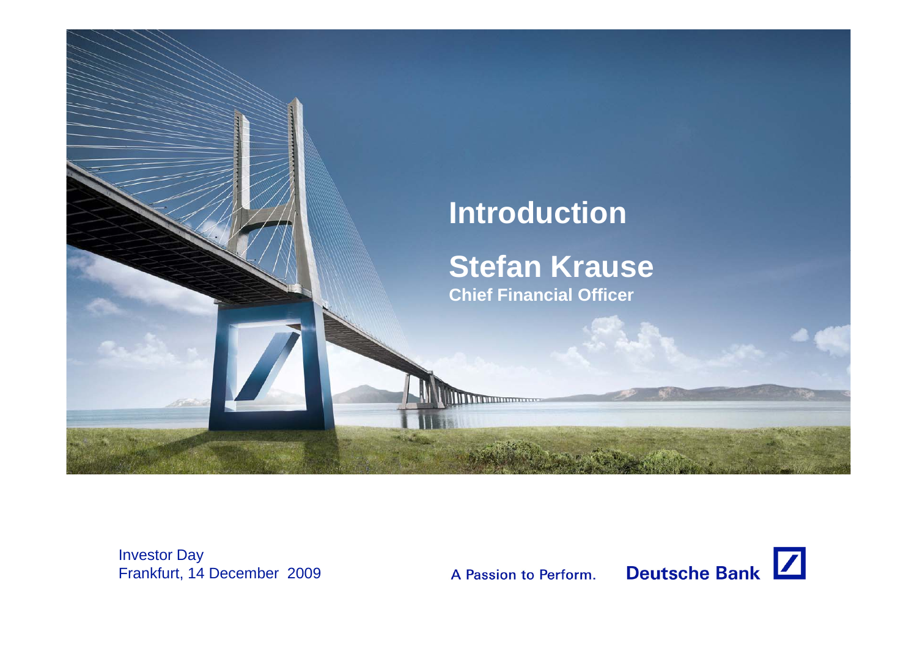# Introduction

## Stefan Krause

**Chief Financial Officer**

Investor Day
Frankfurt, 14 December 2009

A Passion to Perform.

Deutsche Bank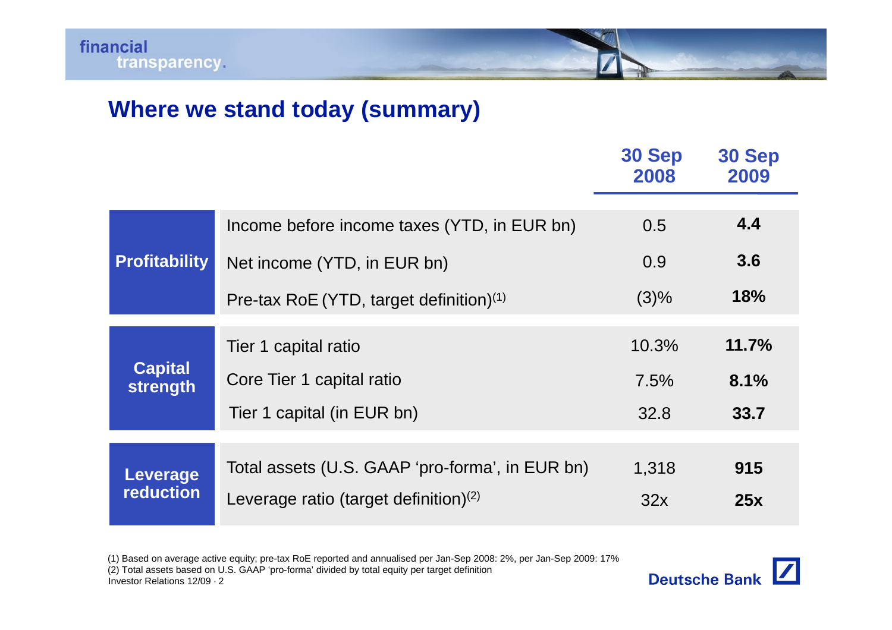## Where we stand today (summary)

| | | 30 Sep 2008 | 30 Sep 2009 |
|---|---|---|---|
| **Profitability** | Income before income taxes (YTD, in EUR bn) | 0.5 | **4.4** |
| | Net income (YTD, in EUR bn) | 0.9 | **3.6** |
| | Pre-tax RoE (YTD, target definition)[1] | (3)% | **18%** |
| **Capital strength** | Tier 1 capital ratio | 10.3% | **11.7%** |
| | Core Tier 1 capital ratio | 7.5% | **8.1%** |
| | Tier 1 capital (in EUR bn) | 32.8 | **33.7** |
| **Leverage reduction** | Total assets (U.S. GAAP 'pro-forma', in EUR bn) | 1,318 | **915** |
| | Leverage ratio (target definition)[2] | 32x | **25x** |

(1) Based on average active equity; pre-tax RoE reported and annualised per Jan-Sep 2008: 2%, per Jan-Sep 2009: 17%

(2) Total assets based on U.S. GAAP 'pro-forma' divided by total equity per target definition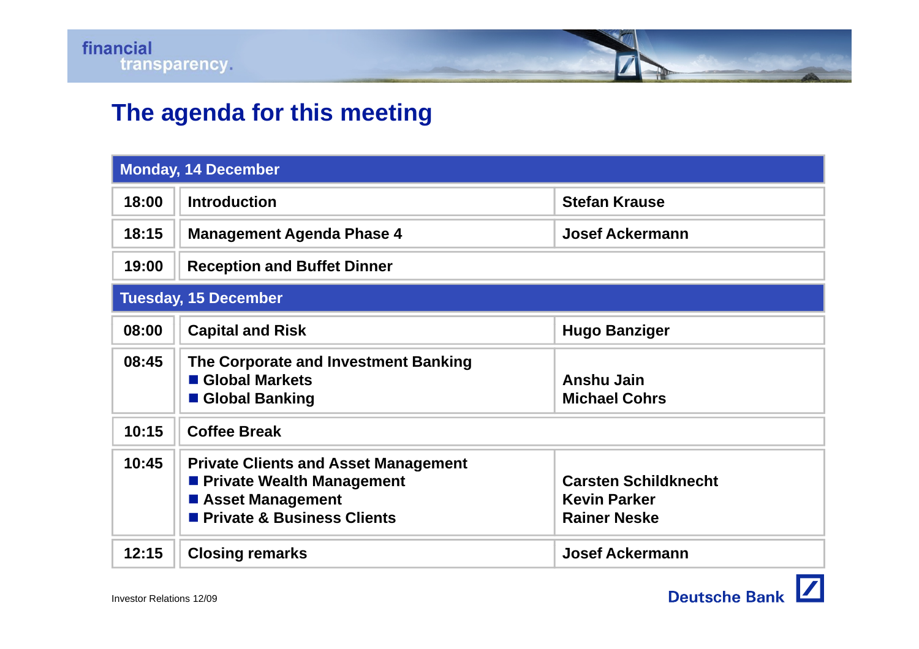# The agenda for this meeting

| Time | Session | Speaker |
|---|---|---|
| **Monday, 14 December** | | |
| 18:00 | Introduction | Stefan Krause |
| 18:15 | Management Agenda Phase 4 | Josef Ackermann |
| 19:00 | Reception and Buffet Dinner | |
| **Tuesday, 15 December** | | |
| 08:00 | Capital and Risk | Hugo Banziger |
| 08:45 | The Corporate and Investment Banking<br>■ Global Markets<br>■ Global Banking | Anshu Jain<br>Michael Cohrs |
| 10:15 | Coffee Break | |
| 10:45 | Private Clients and Asset Management<br>■ Private Wealth Management<br>■ Asset Management<br>■ Private & Business Clients | Carsten Schildknecht<br>Kevin Parker<br>Rainer Neske |
| 12:15 | Closing remarks | Josef Ackermann |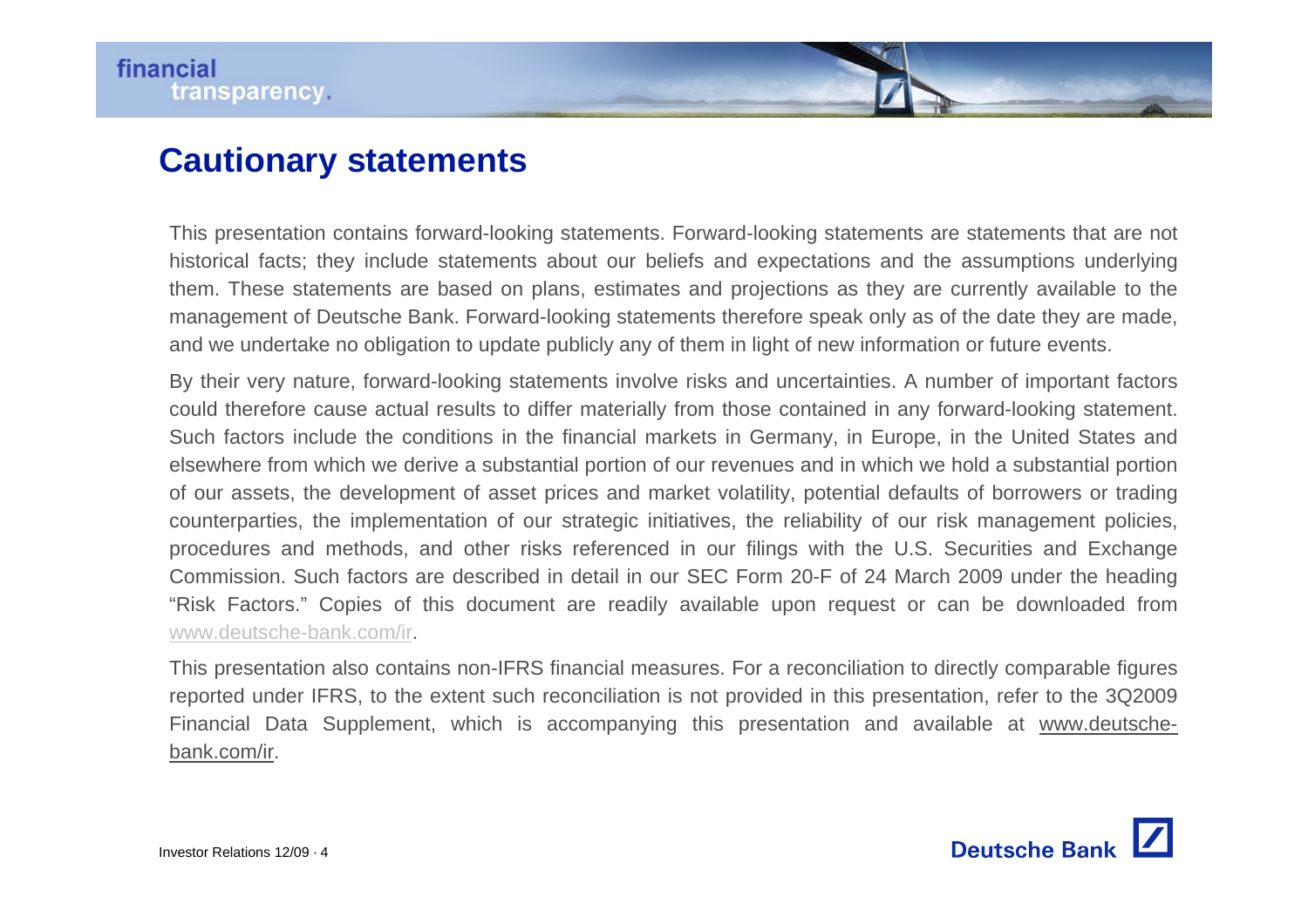# Cautionary statements

This presentation contains forward-looking statements. Forward-looking statements are statements that are not historical facts; they include statements about our beliefs and expectations and the assumptions underlying them. These statements are based on plans, estimates and projections as they are currently available to the management of Deutsche Bank. Forward-looking statements therefore speak only as of the date they are made, and we undertake no obligation to update publicly any of them in light of new information or future events.

By their very nature, forward-looking statements involve risks and uncertainties. A number of important factors could therefore cause actual results to differ materially from those contained in any forward-looking statement. Such factors include the conditions in the financial markets in Germany, in Europe, in the United States and elsewhere from which we derive a substantial portion of our revenues and in which we hold a substantial portion of our assets, the development of asset prices and market volatility, potential defaults of borrowers or trading counterparties, the implementation of our strategic initiatives, the reliability of our risk management policies, procedures and methods, and other risks referenced in our filings with the U.S. Securities and Exchange Commission. Such factors are described in detail in our SEC Form 20-F of 24 March 2009 under the heading "Risk Factors." Copies of this document are readily available upon request or can be downloaded from www.deutsche-bank.com/ir.

This presentation also contains non-IFRS financial measures. For a reconciliation to directly comparable figures reported under IFRS, to the extent such reconciliation is not provided in this presentation, refer to the 3Q2009 Financial Data Supplement, which is accompanying this presentation and available at www.deutsche-bank.com/ir.